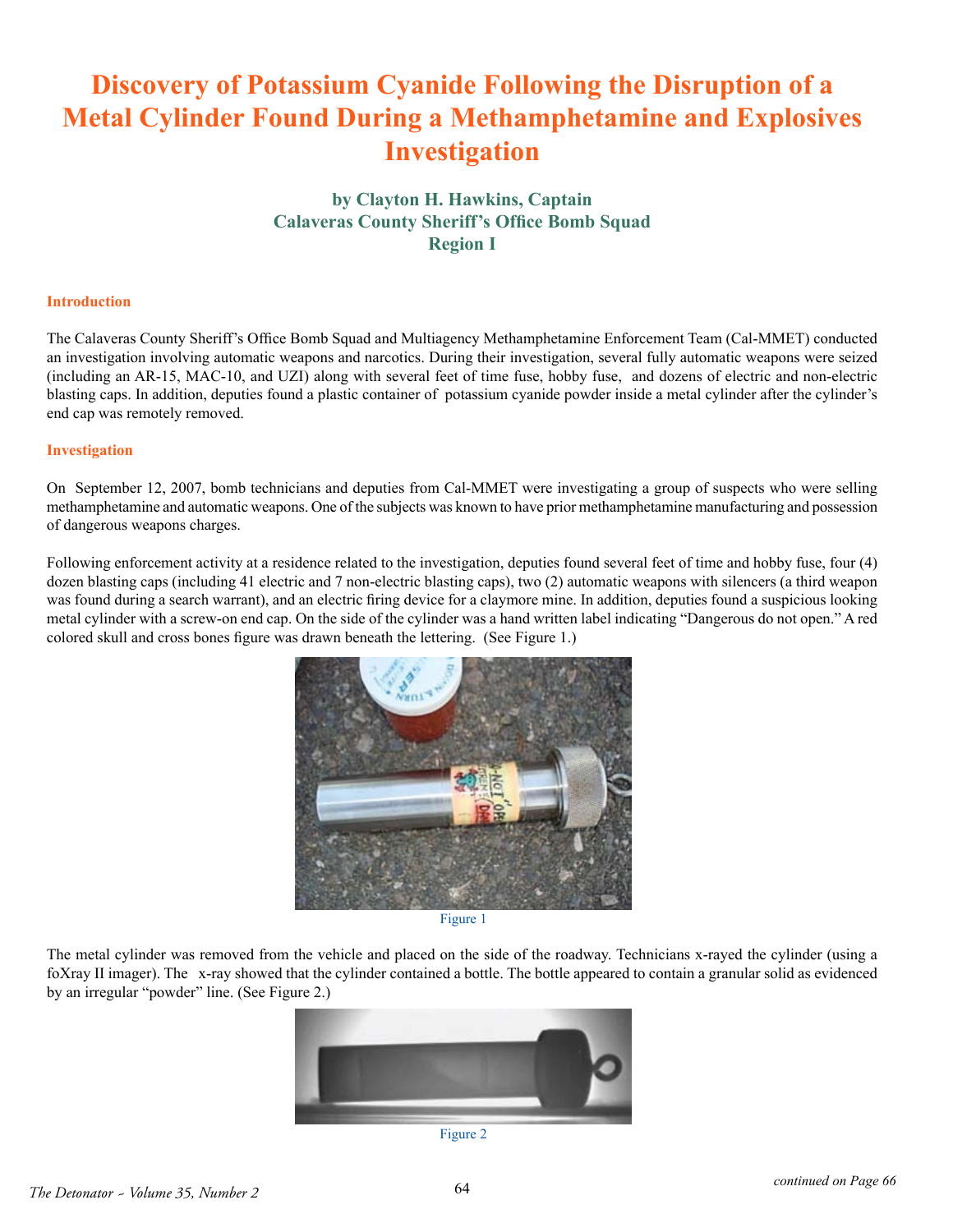# Discovery of Potassium Cyanide Following the Disruption of a Metal Cylinder Found During a Methamphetamine and Explosives Investigation

**by Clayton H. Hawkins, Captain**
**Calaveras County Sheriff's Office Bomb Squad**
**Region I**

## Introduction

The Calaveras County Sheriff's Office Bomb Squad and Multiagency Methamphetamine Enforcement Team (Cal-MMET) conducted an investigation involving automatic weapons and narcotics. During their investigation, several fully automatic weapons were seized (including an AR-15, MAC-10, and UZI) along with several feet of time fuse, hobby fuse, and dozens of electric and non-electric blasting caps. In addition, deputies found a plastic container of potassium cyanide powder inside a metal cylinder after the cylinder's end cap was remotely removed.

## Investigation

On September 12, 2007, bomb technicians and deputies from Cal-MMET were investigating a group of suspects who were selling methamphetamine and automatic weapons. One of the subjects was known to have prior methamphetamine manufacturing and possession of dangerous weapons charges.

Following enforcement activity at a residence related to the investigation, deputies found several feet of time and hobby fuse, four (4) dozen blasting caps (including 41 electric and 7 non-electric blasting caps), two (2) automatic weapons with silencers (a third weapon was found during a search warrant), and an electric firing device for a claymore mine. In addition, deputies found a suspicious looking metal cylinder with a screw-on end cap. On the side of the cylinder was a hand written label indicating "Dangerous do not open." A red colored skull and cross bones figure was drawn beneath the lettering. (See Figure 1.)

Figure 1

The metal cylinder was removed from the vehicle and placed on the side of the roadway. Technicians x-rayed the cylinder (using a foXray II imager). The x-ray showed that the cylinder contained a bottle. The bottle appeared to contain a granular solid as evidenced by an irregular "powder" line. (See Figure 2.)

Figure 2

*continued on Page 66*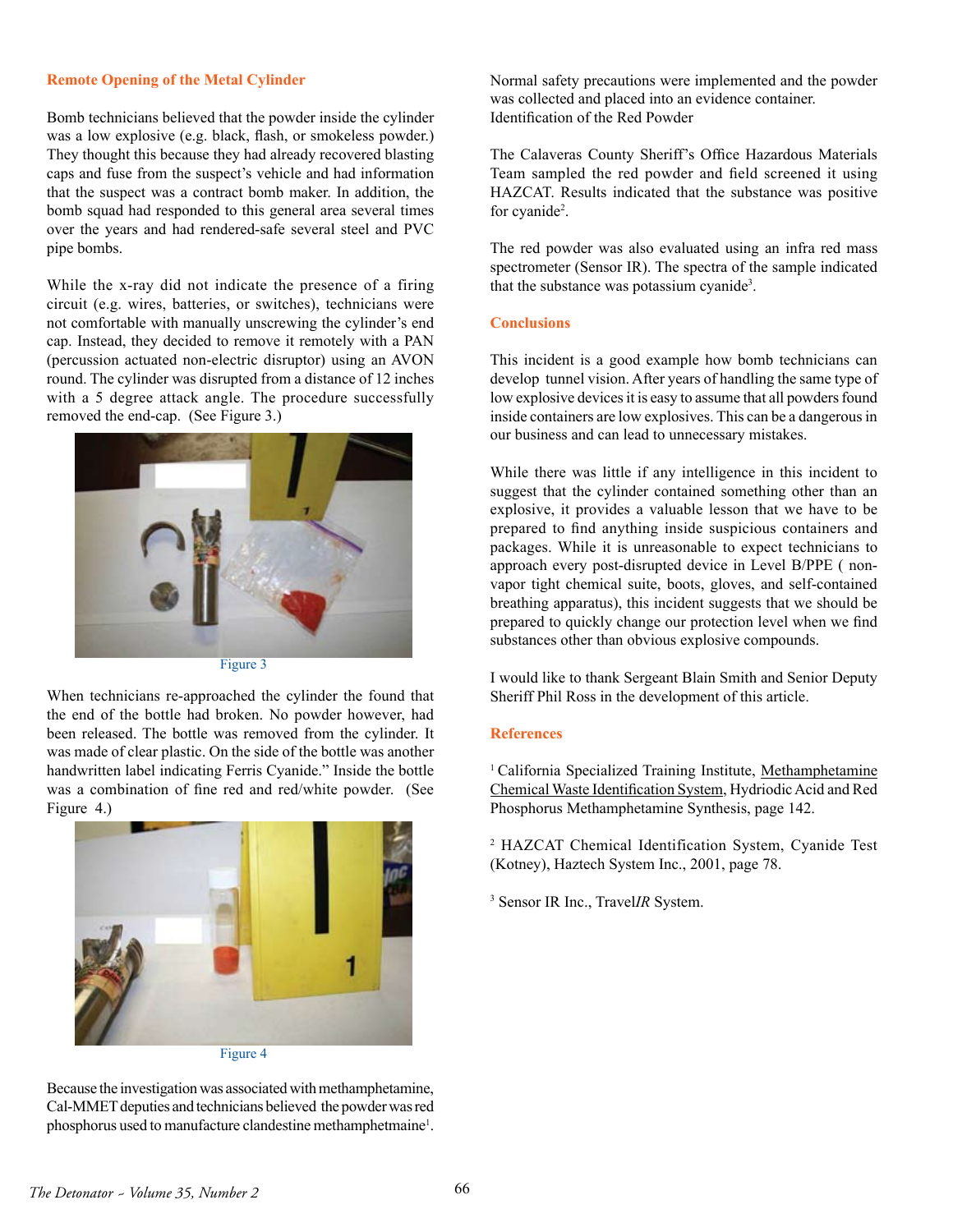### Remote Opening of the Metal Cylinder

Bomb technicians believed that the powder inside the cylinder was a low explosive (e.g. black, flash, or smokeless powder.) They thought this because they had already recovered blasting caps and fuse from the suspect's vehicle and had information that the suspect was a contract bomb maker. In addition, the bomb squad had responded to this general area several times over the years and had rendered-safe several steel and PVC pipe bombs.

While the x-ray did not indicate the presence of a firing circuit (e.g. wires, batteries, or switches), technicians were not comfortable with manually unscrewing the cylinder's end cap. Instead, they decided to remove it remotely with a PAN (percussion actuated non-electric disruptor) using an AVON round. The cylinder was disrupted from a distance of 12 inches with a 5 degree attack angle. The procedure successfully removed the end-cap. (See Figure 3.)

Figure 3

When technicians re-approached the cylinder the found that the end of the bottle had broken. No powder however, had been released. The bottle was removed from the cylinder. It was made of clear plastic. On the side of the bottle was another handwritten label indicating Ferris Cyanide." Inside the bottle was a combination of fine red and red/white powder. (See Figure 4.)

Figure 4

Because the investigation was associated with methamphetamine, Cal-MMET deputies and technicians believed the powder was red phosphorus used to manufacture clandestine methamphetmaine[1].

Normal safety precautions were implemented and the powder was collected and placed into an evidence container.
Identification of the Red Powder

The Calaveras County Sheriff's Office Hazardous Materials Team sampled the red powder and field screened it using HAZCAT. Results indicated that the substance was positive for cyanide[2].

The red powder was also evaluated using an infra red mass spectrometer (Sensor IR). The spectra of the sample indicated that the substance was potassium cyanide[3].

### Conclusions

This incident is a good example how bomb technicians can develop tunnel vision. After years of handling the same type of low explosive devices it is easy to assume that all powders found inside containers are low explosives. This can be a dangerous in our business and can lead to unnecessary mistakes.

While there was little if any intelligence in this incident to suggest that the cylinder contained something other than an explosive, it provides a valuable lesson that we have to be prepared to find anything inside suspicious containers and packages. While it is unreasonable to expect technicians to approach every post-disrupted device in Level B/PPE ( non-vapor tight chemical suite, boots, gloves, and self-contained breathing apparatus), this incident suggests that we should be prepared to quickly change our protection level when we find substances other than obvious explosive compounds.

I would like to thank Sergeant Blain Smith and Senior Deputy Sheriff Phil Ross in the development of this article.

### References

[1] California Specialized Training Institute, Methamphetamine Chemical Waste Identification System, Hydriodic Acid and Red Phosphorus Methamphetamine Synthesis, page 142.

[2] HAZCAT Chemical Identification System, Cyanide Test (Kotney), Haztech System Inc., 2001, page 78.

[3] Sensor IR Inc., Travel*IR* System.